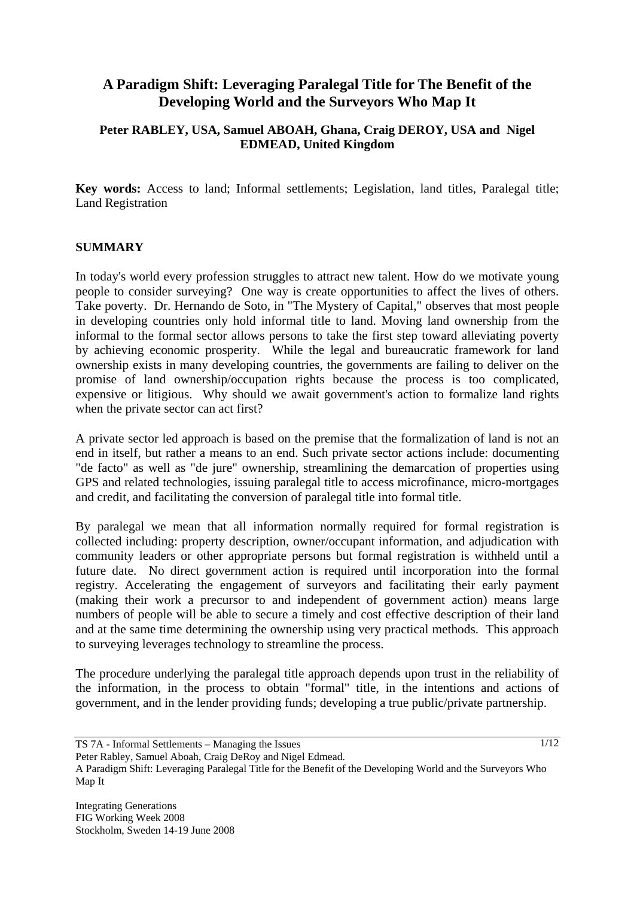# A Paradigm Shift: Leveraging Paralegal Title for The Benefit of the Developing World and the Surveyors Who Map It

**Peter RABLEY, USA, Samuel ABOAH, Ghana, Craig DEROY, USA and Nigel EDMEAD, United Kingdom**

**Key words:** Access to land; Informal settlements; Legislation, land titles, Paralegal title; Land Registration

## SUMMARY

In today's world every profession struggles to attract new talent. How do we motivate young people to consider surveying? One way is create opportunities to affect the lives of others. Take poverty. Dr. Hernando de Soto, in "The Mystery of Capital," observes that most people in developing countries only hold informal title to land. Moving land ownership from the informal to the formal sector allows persons to take the first step toward alleviating poverty by achieving economic prosperity. While the legal and bureaucratic framework for land ownership exists in many developing countries, the governments are failing to deliver on the promise of land ownership/occupation rights because the process is too complicated, expensive or litigious. Why should we await government's action to formalize land rights when the private sector can act first?

A private sector led approach is based on the premise that the formalization of land is not an end in itself, but rather a means to an end. Such private sector actions include: documenting "de facto" as well as "de jure" ownership, streamlining the demarcation of properties using GPS and related technologies, issuing paralegal title to access microfinance, micro-mortgages and credit, and facilitating the conversion of paralegal title into formal title.

By paralegal we mean that all information normally required for formal registration is collected including: property description, owner/occupant information, and adjudication with community leaders or other appropriate persons but formal registration is withheld until a future date. No direct government action is required until incorporation into the formal registry. Accelerating the engagement of surveyors and facilitating their early payment (making their work a precursor to and independent of government action) means large numbers of people will be able to secure a timely and cost effective description of their land and at the same time determining the ownership using very practical methods. This approach to surveying leverages technology to streamline the process.

The procedure underlying the paralegal title approach depends upon trust in the reliability of the information, in the process to obtain "formal" title, in the intentions and actions of government, and in the lender providing funds; developing a true public/private partnership.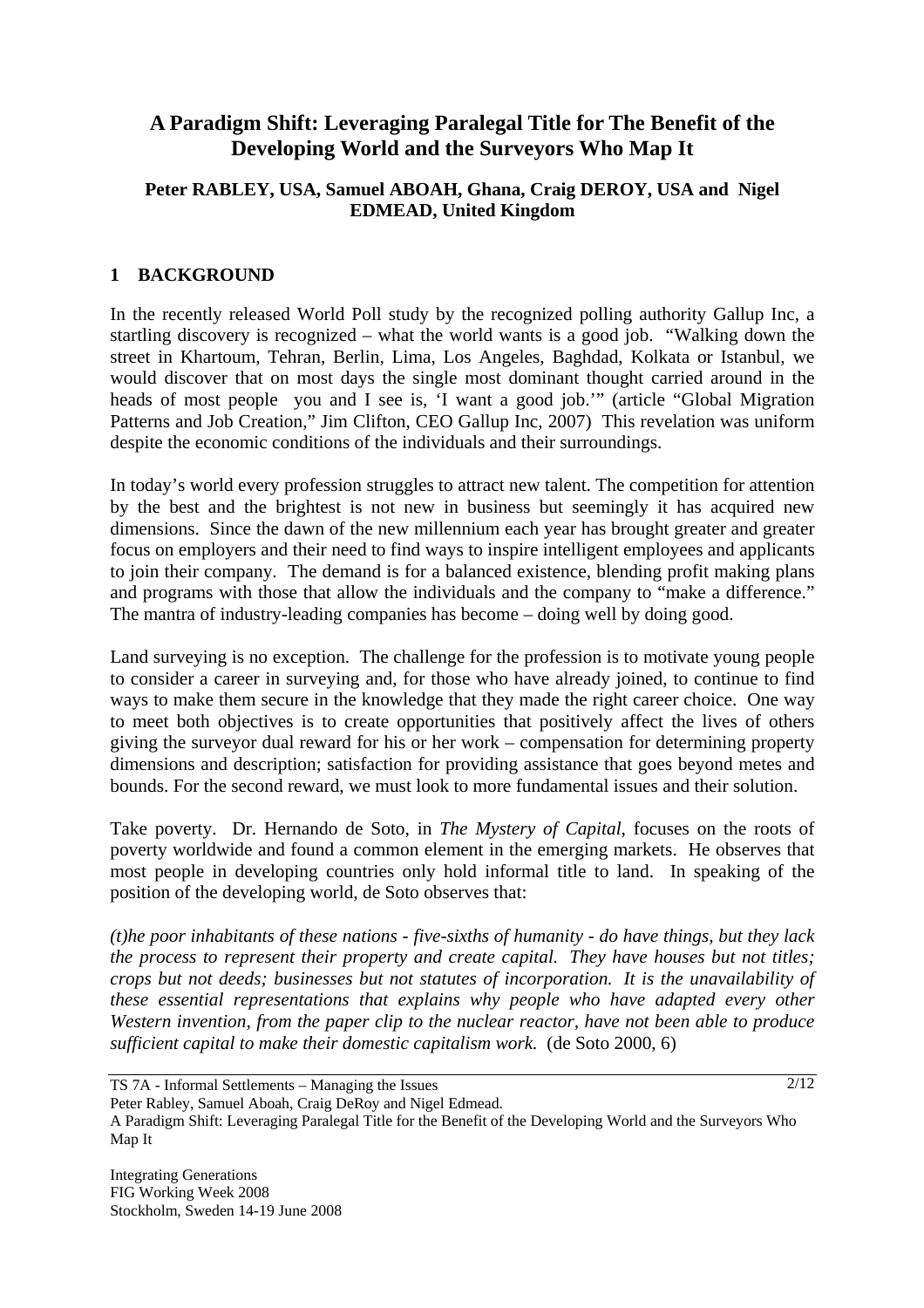# A Paradigm Shift: Leveraging Paralegal Title for The Benefit of the Developing World and the Surveyors Who Map It

**Peter RABLEY, USA, Samuel ABOAH, Ghana, Craig DEROY, USA and Nigel EDMEAD, United Kingdom**

## 1 BACKGROUND

In the recently released World Poll study by the recognized polling authority Gallup Inc, a startling discovery is recognized – what the world wants is a good job. "Walking down the street in Khartoum, Tehran, Berlin, Lima, Los Angeles, Baghdad, Kolkata or Istanbul, we would discover that on most days the single most dominant thought carried around in the heads of most people you and I see is, 'I want a good job.'" (article "Global Migration Patterns and Job Creation," Jim Clifton, CEO Gallup Inc, 2007) This revelation was uniform despite the economic conditions of the individuals and their surroundings.

In today's world every profession struggles to attract new talent. The competition for attention by the best and the brightest is not new in business but seemingly it has acquired new dimensions. Since the dawn of the new millennium each year has brought greater and greater focus on employers and their need to find ways to inspire intelligent employees and applicants to join their company. The demand is for a balanced existence, blending profit making plans and programs with those that allow the individuals and the company to "make a difference." The mantra of industry-leading companies has become – doing well by doing good.

Land surveying is no exception. The challenge for the profession is to motivate young people to consider a career in surveying and, for those who have already joined, to continue to find ways to make them secure in the knowledge that they made the right career choice. One way to meet both objectives is to create opportunities that positively affect the lives of others giving the surveyor dual reward for his or her work – compensation for determining property dimensions and description; satisfaction for providing assistance that goes beyond metes and bounds. For the second reward, we must look to more fundamental issues and their solution.

Take poverty. Dr. Hernando de Soto, in *The Mystery of Capital*, focuses on the roots of poverty worldwide and found a common element in the emerging markets. He observes that most people in developing countries only hold informal title to land. In speaking of the position of the developing world, de Soto observes that:

*(t)he poor inhabitants of these nations - five-sixths of humanity - do have things, but they lack the process to represent their property and create capital. They have houses but not titles; crops but not deeds; businesses but not statutes of incorporation. It is the unavailability of these essential representations that explains why people who have adapted every other Western invention, from the paper clip to the nuclear reactor, have not been able to produce sufficient capital to make their domestic capitalism work.* (de Soto 2000, 6)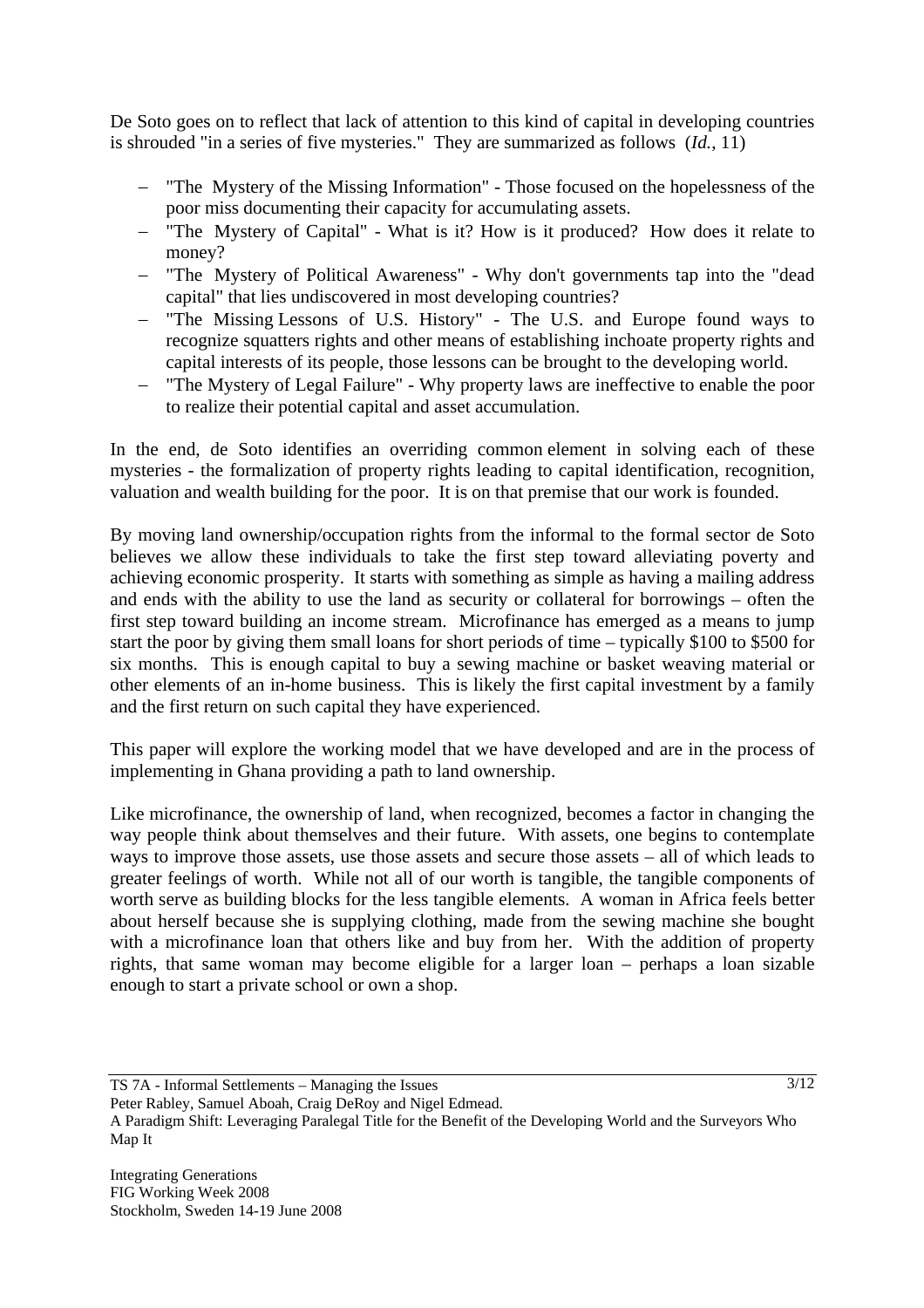De Soto goes on to reflect that lack of attention to this kind of capital in developing countries is shrouded "in a series of five mysteries." They are summarized as follows (*Id.*, 11)

- "The Mystery of the Missing Information" - Those focused on the hopelessness of the poor miss documenting their capacity for accumulating assets.
- "The Mystery of Capital" - What is it? How is it produced? How does it relate to money?
- "The Mystery of Political Awareness" - Why don't governments tap into the "dead capital" that lies undiscovered in most developing countries?
- "The Missing Lessons of U.S. History" - The U.S. and Europe found ways to recognize squatters rights and other means of establishing inchoate property rights and capital interests of its people, those lessons can be brought to the developing world.
- "The Mystery of Legal Failure" - Why property laws are ineffective to enable the poor to realize their potential capital and asset accumulation.

In the end, de Soto identifies an overriding common element in solving each of these mysteries - the formalization of property rights leading to capital identification, recognition, valuation and wealth building for the poor. It is on that premise that our work is founded.

By moving land ownership/occupation rights from the informal to the formal sector de Soto believes we allow these individuals to take the first step toward alleviating poverty and achieving economic prosperity. It starts with something as simple as having a mailing address and ends with the ability to use the land as security or collateral for borrowings – often the first step toward building an income stream. Microfinance has emerged as a means to jump start the poor by giving them small loans for short periods of time – typically \$100 to \$500 for six months. This is enough capital to buy a sewing machine or basket weaving material or other elements of an in-home business. This is likely the first capital investment by a family and the first return on such capital they have experienced.

This paper will explore the working model that we have developed and are in the process of implementing in Ghana providing a path to land ownership.

Like microfinance, the ownership of land, when recognized, becomes a factor in changing the way people think about themselves and their future. With assets, one begins to contemplate ways to improve those assets, use those assets and secure those assets – all of which leads to greater feelings of worth. While not all of our worth is tangible, the tangible components of worth serve as building blocks for the less tangible elements. A woman in Africa feels better about herself because she is supplying clothing, made from the sewing machine she bought with a microfinance loan that others like and buy from her. With the addition of property rights, that same woman may become eligible for a larger loan – perhaps a loan sizable enough to start a private school or own a shop.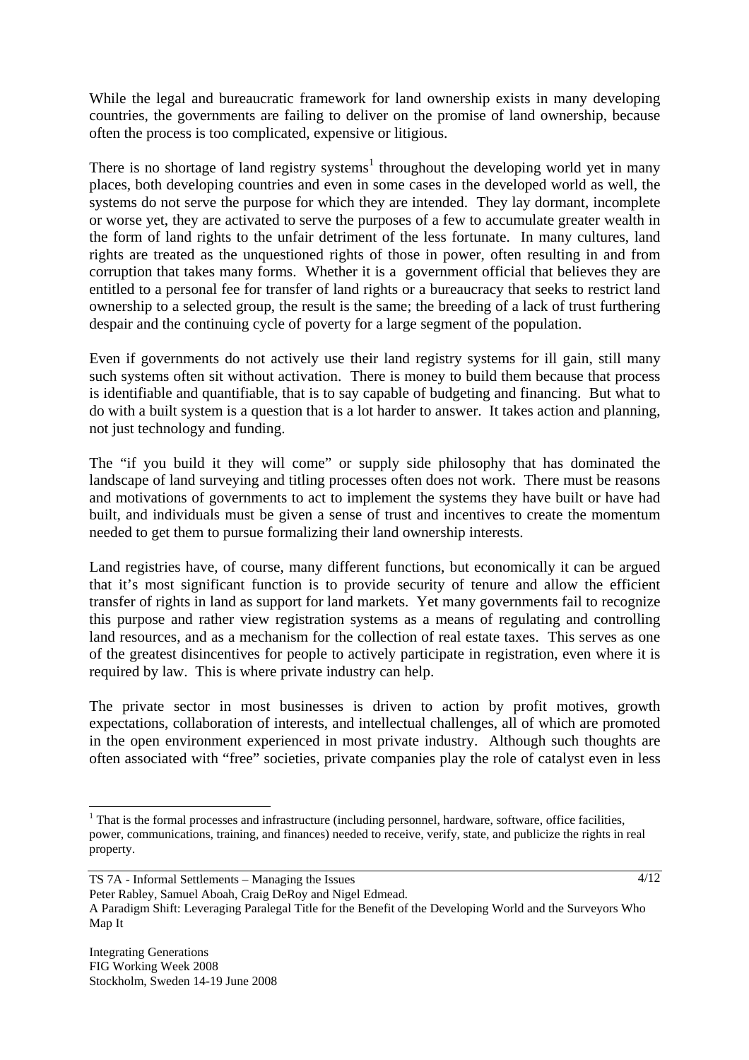While the legal and bureaucratic framework for land ownership exists in many developing countries, the governments are failing to deliver on the promise of land ownership, because often the process is too complicated, expensive or litigious.

There is no shortage of land registry systems[1] throughout the developing world yet in many places, both developing countries and even in some cases in the developed world as well, the systems do not serve the purpose for which they are intended. They lay dormant, incomplete or worse yet, they are activated to serve the purposes of a few to accumulate greater wealth in the form of land rights to the unfair detriment of the less fortunate. In many cultures, land rights are treated as the unquestioned rights of those in power, often resulting in and from corruption that takes many forms. Whether it is a government official that believes they are entitled to a personal fee for transfer of land rights or a bureaucracy that seeks to restrict land ownership to a selected group, the result is the same; the breeding of a lack of trust furthering despair and the continuing cycle of poverty for a large segment of the population.

Even if governments do not actively use their land registry systems for ill gain, still many such systems often sit without activation. There is money to build them because that process is identifiable and quantifiable, that is to say capable of budgeting and financing. But what to do with a built system is a question that is a lot harder to answer. It takes action and planning, not just technology and funding.

The "if you build it they will come" or supply side philosophy that has dominated the landscape of land surveying and titling processes often does not work. There must be reasons and motivations of governments to act to implement the systems they have built or have had built, and individuals must be given a sense of trust and incentives to create the momentum needed to get them to pursue formalizing their land ownership interests.

Land registries have, of course, many different functions, but economically it can be argued that it's most significant function is to provide security of tenure and allow the efficient transfer of rights in land as support for land markets. Yet many governments fail to recognize this purpose and rather view registration systems as a means of regulating and controlling land resources, and as a mechanism for the collection of real estate taxes. This serves as one of the greatest disincentives for people to actively participate in registration, even where it is required by law. This is where private industry can help.

The private sector in most businesses is driven to action by profit motives, growth expectations, collaboration of interests, and intellectual challenges, all of which are promoted in the open environment experienced in most private industry. Although such thoughts are often associated with "free" societies, private companies play the role of catalyst even in less

[1] That is the formal processes and infrastructure (including personnel, hardware, software, office facilities, power, communications, training, and finances) needed to receive, verify, state, and publicize the rights in real property.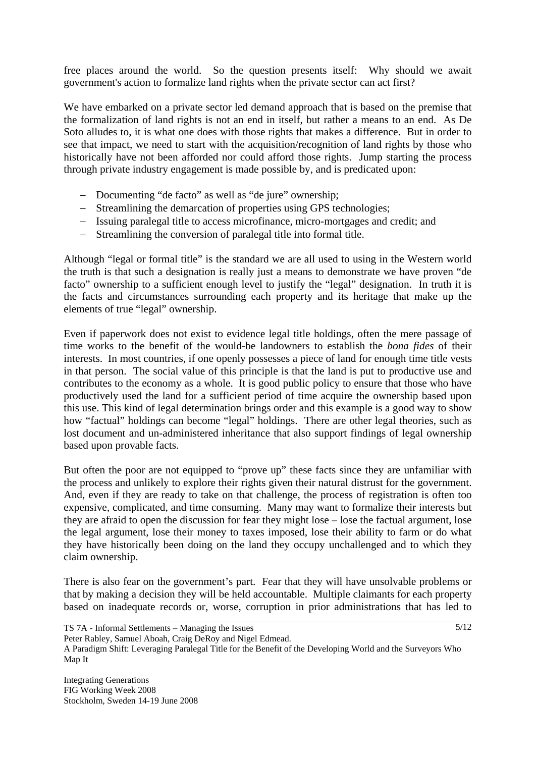free places around the world. So the question presents itself: Why should we await government's action to formalize land rights when the private sector can act first?

We have embarked on a private sector led demand approach that is based on the premise that the formalization of land rights is not an end in itself, but rather a means to an end. As De Soto alludes to, it is what one does with those rights that makes a difference. But in order to see that impact, we need to start with the acquisition/recognition of land rights by those who historically have not been afforded nor could afford those rights. Jump starting the process through private industry engagement is made possible by, and is predicated upon:

- Documenting "de facto" as well as "de jure" ownership;
- Streamlining the demarcation of properties using GPS technologies;
- Issuing paralegal title to access microfinance, micro-mortgages and credit; and
- Streamlining the conversion of paralegal title into formal title.

Although "legal or formal title" is the standard we are all used to using in the Western world the truth is that such a designation is really just a means to demonstrate we have proven "de facto" ownership to a sufficient enough level to justify the "legal" designation. In truth it is the facts and circumstances surrounding each property and its heritage that make up the elements of true "legal" ownership.

Even if paperwork does not exist to evidence legal title holdings, often the mere passage of time works to the benefit of the would-be landowners to establish the *bona fides* of their interests. In most countries, if one openly possesses a piece of land for enough time title vests in that person. The social value of this principle is that the land is put to productive use and contributes to the economy as a whole. It is good public policy to ensure that those who have productively used the land for a sufficient period of time acquire the ownership based upon this use. This kind of legal determination brings order and this example is a good way to show how "factual" holdings can become "legal" holdings. There are other legal theories, such as lost document and un-administered inheritance that also support findings of legal ownership based upon provable facts.

But often the poor are not equipped to "prove up" these facts since they are unfamiliar with the process and unlikely to explore their rights given their natural distrust for the government. And, even if they are ready to take on that challenge, the process of registration is often too expensive, complicated, and time consuming. Many may want to formalize their interests but they are afraid to open the discussion for fear they might lose – lose the factual argument, lose the legal argument, lose their money to taxes imposed, lose their ability to farm or do what they have historically been doing on the land they occupy unchallenged and to which they claim ownership.

There is also fear on the government's part. Fear that they will have unsolvable problems or that by making a decision they will be held accountable. Multiple claimants for each property based on inadequate records or, worse, corruption in prior administrations that has led to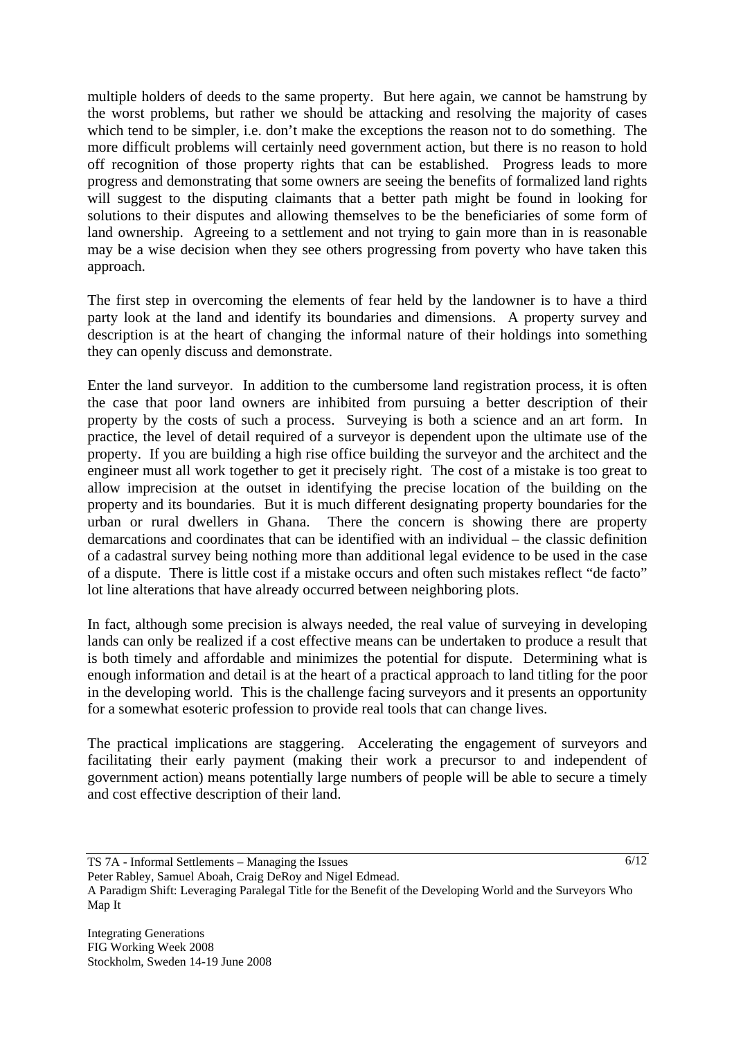multiple holders of deeds to the same property. But here again, we cannot be hamstrung by the worst problems, but rather we should be attacking and resolving the majority of cases which tend to be simpler, i.e. don't make the exceptions the reason not to do something. The more difficult problems will certainly need government action, but there is no reason to hold off recognition of those property rights that can be established. Progress leads to more progress and demonstrating that some owners are seeing the benefits of formalized land rights will suggest to the disputing claimants that a better path might be found in looking for solutions to their disputes and allowing themselves to be the beneficiaries of some form of land ownership. Agreeing to a settlement and not trying to gain more than in is reasonable may be a wise decision when they see others progressing from poverty who have taken this approach.

The first step in overcoming the elements of fear held by the landowner is to have a third party look at the land and identify its boundaries and dimensions. A property survey and description is at the heart of changing the informal nature of their holdings into something they can openly discuss and demonstrate.

Enter the land surveyor. In addition to the cumbersome land registration process, it is often the case that poor land owners are inhibited from pursuing a better description of their property by the costs of such a process. Surveying is both a science and an art form. In practice, the level of detail required of a surveyor is dependent upon the ultimate use of the property. If you are building a high rise office building the surveyor and the architect and the engineer must all work together to get it precisely right. The cost of a mistake is too great to allow imprecision at the outset in identifying the precise location of the building on the property and its boundaries. But it is much different designating property boundaries for the urban or rural dwellers in Ghana. There the concern is showing there are property demarcations and coordinates that can be identified with an individual – the classic definition of a cadastral survey being nothing more than additional legal evidence to be used in the case of a dispute. There is little cost if a mistake occurs and often such mistakes reflect "de facto" lot line alterations that have already occurred between neighboring plots.

In fact, although some precision is always needed, the real value of surveying in developing lands can only be realized if a cost effective means can be undertaken to produce a result that is both timely and affordable and minimizes the potential for dispute. Determining what is enough information and detail is at the heart of a practical approach to land titling for the poor in the developing world. This is the challenge facing surveyors and it presents an opportunity for a somewhat esoteric profession to provide real tools that can change lives.

The practical implications are staggering. Accelerating the engagement of surveyors and facilitating their early payment (making their work a precursor to and independent of government action) means potentially large numbers of people will be able to secure a timely and cost effective description of their land.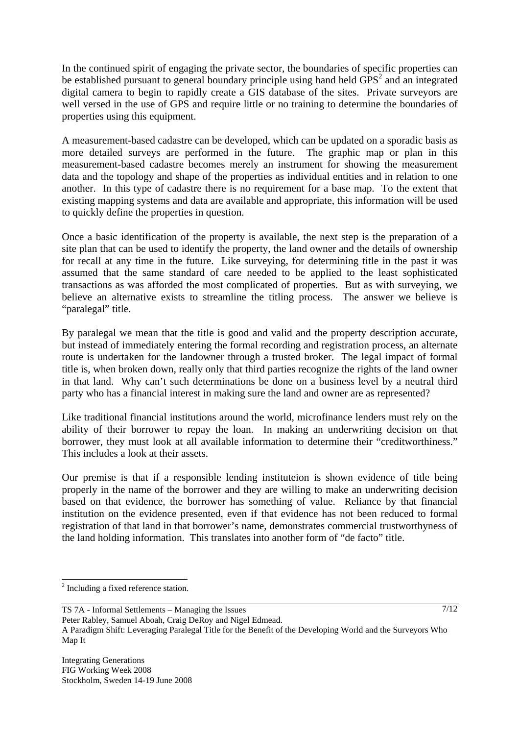In the continued spirit of engaging the private sector, the boundaries of specific properties can be established pursuant to general boundary principle using hand held GPS[2] and an integrated digital camera to begin to rapidly create a GIS database of the sites. Private surveyors are well versed in the use of GPS and require little or no training to determine the boundaries of properties using this equipment.

A measurement-based cadastre can be developed, which can be updated on a sporadic basis as more detailed surveys are performed in the future. The graphic map or plan in this measurement-based cadastre becomes merely an instrument for showing the measurement data and the topology and shape of the properties as individual entities and in relation to one another. In this type of cadastre there is no requirement for a base map. To the extent that existing mapping systems and data are available and appropriate, this information will be used to quickly define the properties in question.

Once a basic identification of the property is available, the next step is the preparation of a site plan that can be used to identify the property, the land owner and the details of ownership for recall at any time in the future. Like surveying, for determining title in the past it was assumed that the same standard of care needed to be applied to the least sophisticated transactions as was afforded the most complicated of properties. But as with surveying, we believe an alternative exists to streamline the titling process. The answer we believe is "paralegal" title.

By paralegal we mean that the title is good and valid and the property description accurate, but instead of immediately entering the formal recording and registration process, an alternate route is undertaken for the landowner through a trusted broker. The legal impact of formal title is, when broken down, really only that third parties recognize the rights of the land owner in that land. Why can't such determinations be done on a business level by a neutral third party who has a financial interest in making sure the land and owner are as represented?

Like traditional financial institutions around the world, microfinance lenders must rely on the ability of their borrower to repay the loan. In making an underwriting decision on that borrower, they must look at all available information to determine their "creditworthiness." This includes a look at their assets.

Our premise is that if a responsible lending instituteion is shown evidence of title being properly in the name of the borrower and they are willing to make an underwriting decision based on that evidence, the borrower has something of value. Reliance by that financial institution on the evidence presented, even if that evidence has not been reduced to formal registration of that land in that borrower's name, demonstrates commercial trustworthyness of the land holding information. This translates into another form of "de facto" title.

---

[2] Including a fixed reference station.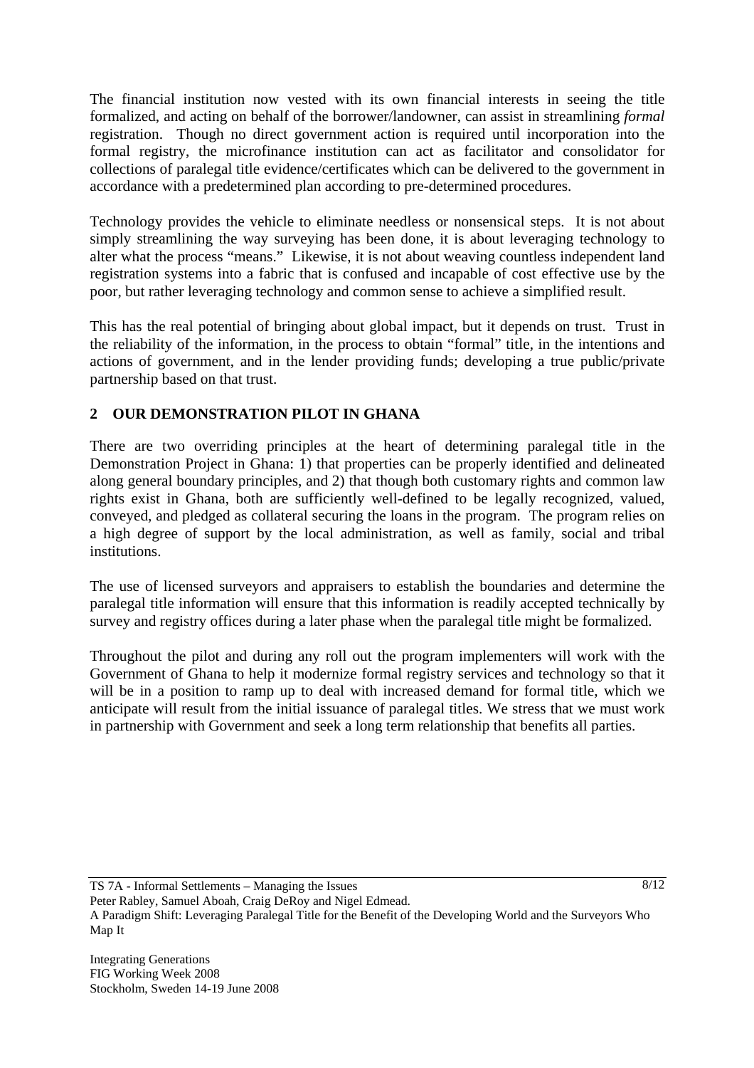The financial institution now vested with its own financial interests in seeing the title formalized, and acting on behalf of the borrower/landowner, can assist in streamlining *formal* registration. Though no direct government action is required until incorporation into the formal registry, the microfinance institution can act as facilitator and consolidator for collections of paralegal title evidence/certificates which can be delivered to the government in accordance with a predetermined plan according to pre-determined procedures.

Technology provides the vehicle to eliminate needless or nonsensical steps. It is not about simply streamlining the way surveying has been done, it is about leveraging technology to alter what the process "means." Likewise, it is not about weaving countless independent land registration systems into a fabric that is confused and incapable of cost effective use by the poor, but rather leveraging technology and common sense to achieve a simplified result.

This has the real potential of bringing about global impact, but it depends on trust. Trust in the reliability of the information, in the process to obtain "formal" title, in the intentions and actions of government, and in the lender providing funds; developing a true public/private partnership based on that trust.

## 2 OUR DEMONSTRATION PILOT IN GHANA

There are two overriding principles at the heart of determining paralegal title in the Demonstration Project in Ghana: 1) that properties can be properly identified and delineated along general boundary principles, and 2) that though both customary rights and common law rights exist in Ghana, both are sufficiently well-defined to be legally recognized, valued, conveyed, and pledged as collateral securing the loans in the program. The program relies on a high degree of support by the local administration, as well as family, social and tribal institutions.

The use of licensed surveyors and appraisers to establish the boundaries and determine the paralegal title information will ensure that this information is readily accepted technically by survey and registry offices during a later phase when the paralegal title might be formalized.

Throughout the pilot and during any roll out the program implementers will work with the Government of Ghana to help it modernize formal registry services and technology so that it will be in a position to ramp up to deal with increased demand for formal title, which we anticipate will result from the initial issuance of paralegal titles. We stress that we must work in partnership with Government and seek a long term relationship that benefits all parties.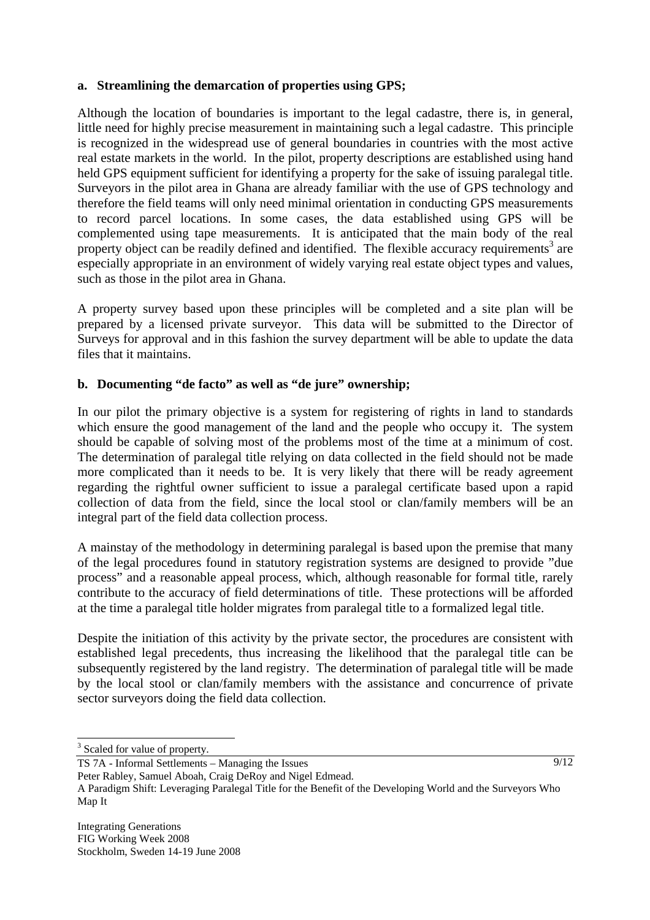**a. Streamlining the demarcation of properties using GPS;**

Although the location of boundaries is important to the legal cadastre, there is, in general, little need for highly precise measurement in maintaining such a legal cadastre. This principle is recognized in the widespread use of general boundaries in countries with the most active real estate markets in the world. In the pilot, property descriptions are established using hand held GPS equipment sufficient for identifying a property for the sake of issuing paralegal title. Surveyors in the pilot area in Ghana are already familiar with the use of GPS technology and therefore the field teams will only need minimal orientation in conducting GPS measurements to record parcel locations. In some cases, the data established using GPS will be complemented using tape measurements. It is anticipated that the main body of the real property object can be readily defined and identified. The flexible accuracy requirements[3] are especially appropriate in an environment of widely varying real estate object types and values, such as those in the pilot area in Ghana.

A property survey based upon these principles will be completed and a site plan will be prepared by a licensed private surveyor. This data will be submitted to the Director of Surveys for approval and in this fashion the survey department will be able to update the data files that it maintains.

**b. Documenting "de facto" as well as "de jure" ownership;**

In our pilot the primary objective is a system for registering of rights in land to standards which ensure the good management of the land and the people who occupy it. The system should be capable of solving most of the problems most of the time at a minimum of cost. The determination of paralegal title relying on data collected in the field should not be made more complicated than it needs to be. It is very likely that there will be ready agreement regarding the rightful owner sufficient to issue a paralegal certificate based upon a rapid collection of data from the field, since the local stool or clan/family members will be an integral part of the field data collection process.

A mainstay of the methodology in determining paralegal is based upon the premise that many of the legal procedures found in statutory registration systems are designed to provide "due process" and a reasonable appeal process, which, although reasonable for formal title, rarely contribute to the accuracy of field determinations of title. These protections will be afforded at the time a paralegal title holder migrates from paralegal title to a formalized legal title.

Despite the initiation of this activity by the private sector, the procedures are consistent with established legal precedents, thus increasing the likelihood that the paralegal title can be subsequently registered by the land registry. The determination of paralegal title will be made by the local stool or clan/family members with the assistance and concurrence of private sector surveyors doing the field data collection.

---

[3] Scaled for value of property.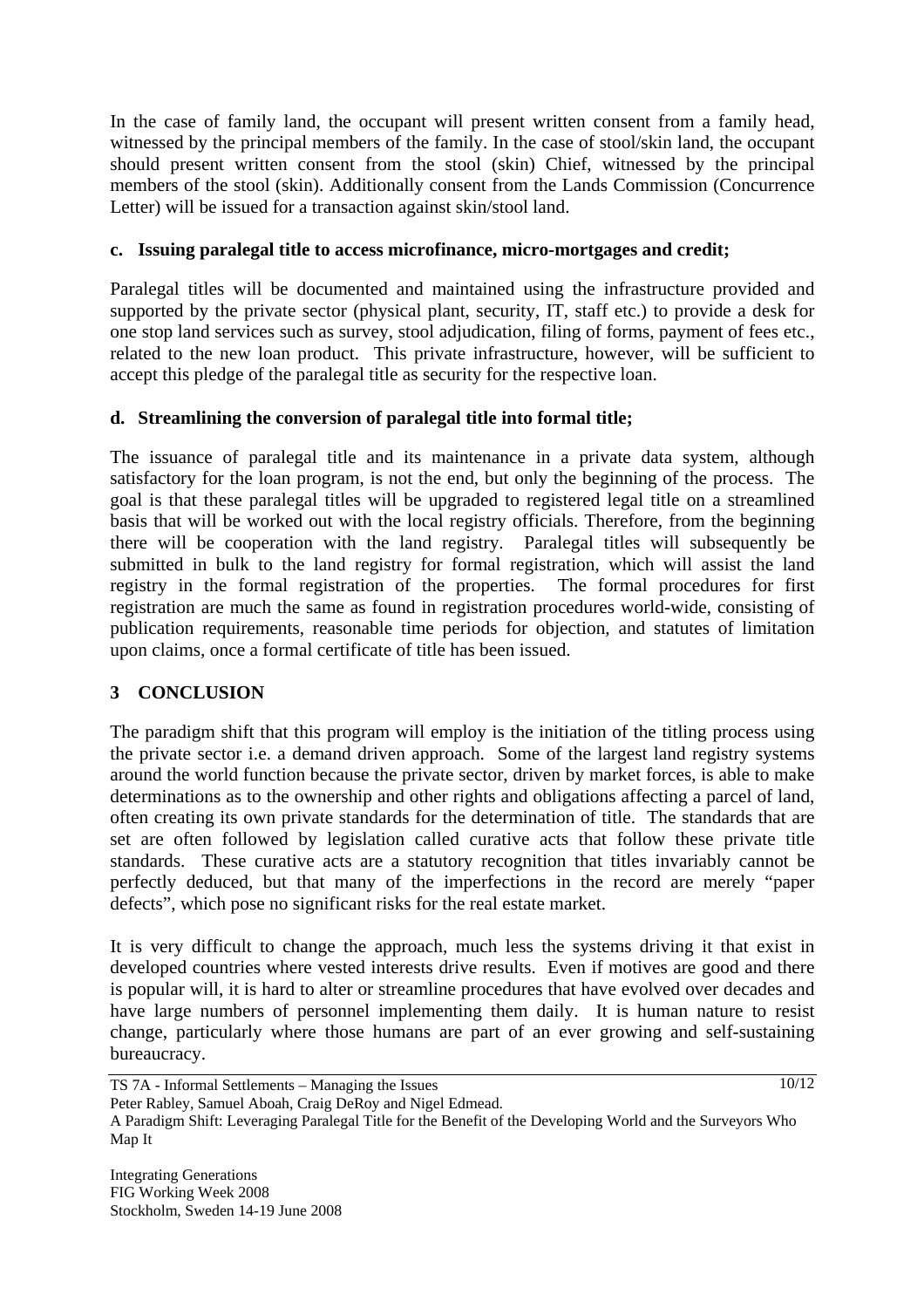In the case of family land, the occupant will present written consent from a family head, witnessed by the principal members of the family. In the case of stool/skin land, the occupant should present written consent from the stool (skin) Chief, witnessed by the principal members of the stool (skin). Additionally consent from the Lands Commission (Concurrence Letter) will be issued for a transaction against skin/stool land.

**c. Issuing paralegal title to access microfinance, micro-mortgages and credit;**

Paralegal titles will be documented and maintained using the infrastructure provided and supported by the private sector (physical plant, security, IT, staff etc.) to provide a desk for one stop land services such as survey, stool adjudication, filing of forms, payment of fees etc., related to the new loan product. This private infrastructure, however, will be sufficient to accept this pledge of the paralegal title as security for the respective loan.

**d. Streamlining the conversion of paralegal title into formal title;**

The issuance of paralegal title and its maintenance in a private data system, although satisfactory for the loan program, is not the end, but only the beginning of the process. The goal is that these paralegal titles will be upgraded to registered legal title on a streamlined basis that will be worked out with the local registry officials. Therefore, from the beginning there will be cooperation with the land registry. Paralegal titles will subsequently be submitted in bulk to the land registry for formal registration, which will assist the land registry in the formal registration of the properties. The formal procedures for first registration are much the same as found in registration procedures world-wide, consisting of publication requirements, reasonable time periods for objection, and statutes of limitation upon claims, once a formal certificate of title has been issued.

## 3 CONCLUSION

The paradigm shift that this program will employ is the initiation of the titling process using the private sector i.e. a demand driven approach. Some of the largest land registry systems around the world function because the private sector, driven by market forces, is able to make determinations as to the ownership and other rights and obligations affecting a parcel of land, often creating its own private standards for the determination of title. The standards that are set are often followed by legislation called curative acts that follow these private title standards. These curative acts are a statutory recognition that titles invariably cannot be perfectly deduced, but that many of the imperfections in the record are merely "paper defects", which pose no significant risks for the real estate market.

It is very difficult to change the approach, much less the systems driving it that exist in developed countries where vested interests drive results. Even if motives are good and there is popular will, it is hard to alter or streamline procedures that have evolved over decades and have large numbers of personnel implementing them daily. It is human nature to resist change, particularly where those humans are part of an ever growing and self-sustaining bureaucracy.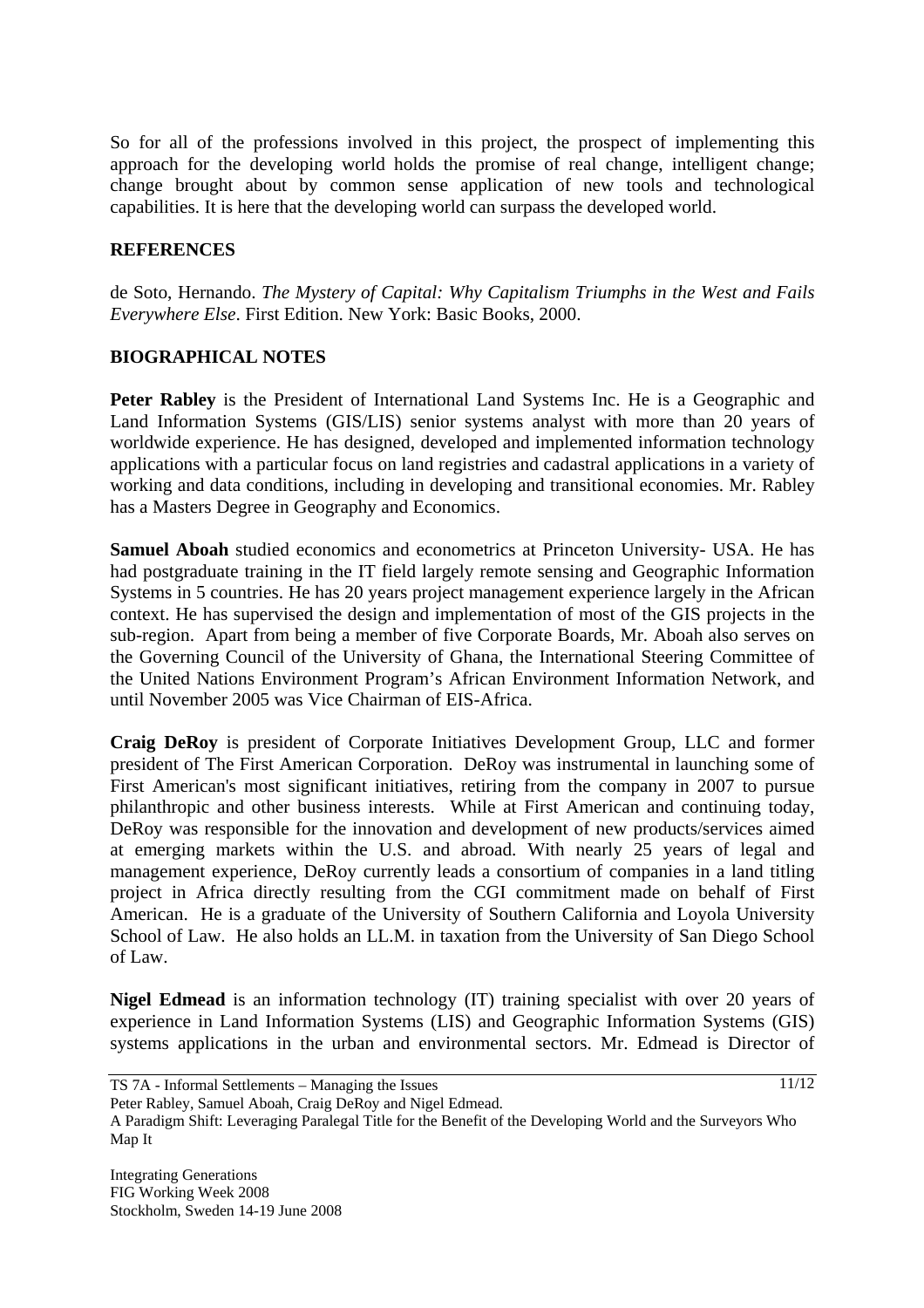So for all of the professions involved in this project, the prospect of implementing this approach for the developing world holds the promise of real change, intelligent change; change brought about by common sense application of new tools and technological capabilities. It is here that the developing world can surpass the developed world.

## REFERENCES

de Soto, Hernando. *The Mystery of Capital: Why Capitalism Triumphs in the West and Fails Everywhere Else*. First Edition. New York: Basic Books, 2000.

## BIOGRAPHICAL NOTES

**Peter Rabley** is the President of International Land Systems Inc. He is a Geographic and Land Information Systems (GIS/LIS) senior systems analyst with more than 20 years of worldwide experience. He has designed, developed and implemented information technology applications with a particular focus on land registries and cadastral applications in a variety of working and data conditions, including in developing and transitional economies. Mr. Rabley has a Masters Degree in Geography and Economics.

**Samuel Aboah** studied economics and econometrics at Princeton University- USA. He has had postgraduate training in the IT field largely remote sensing and Geographic Information Systems in 5 countries. He has 20 years project management experience largely in the African context. He has supervised the design and implementation of most of the GIS projects in the sub-region. Apart from being a member of five Corporate Boards, Mr. Aboah also serves on the Governing Council of the University of Ghana, the International Steering Committee of the United Nations Environment Program's African Environment Information Network, and until November 2005 was Vice Chairman of EIS-Africa.

**Craig DeRoy** is president of Corporate Initiatives Development Group, LLC and former president of The First American Corporation. DeRoy was instrumental in launching some of First American's most significant initiatives, retiring from the company in 2007 to pursue philanthropic and other business interests. While at First American and continuing today, DeRoy was responsible for the innovation and development of new products/services aimed at emerging markets within the U.S. and abroad. With nearly 25 years of legal and management experience, DeRoy currently leads a consortium of companies in a land titling project in Africa directly resulting from the CGI commitment made on behalf of First American. He is a graduate of the University of Southern California and Loyola University School of Law. He also holds an LL.M. in taxation from the University of San Diego School of Law.

**Nigel Edmead** is an information technology (IT) training specialist with over 20 years of experience in Land Information Systems (LIS) and Geographic Information Systems (GIS) systems applications in the urban and environmental sectors. Mr. Edmead is Director of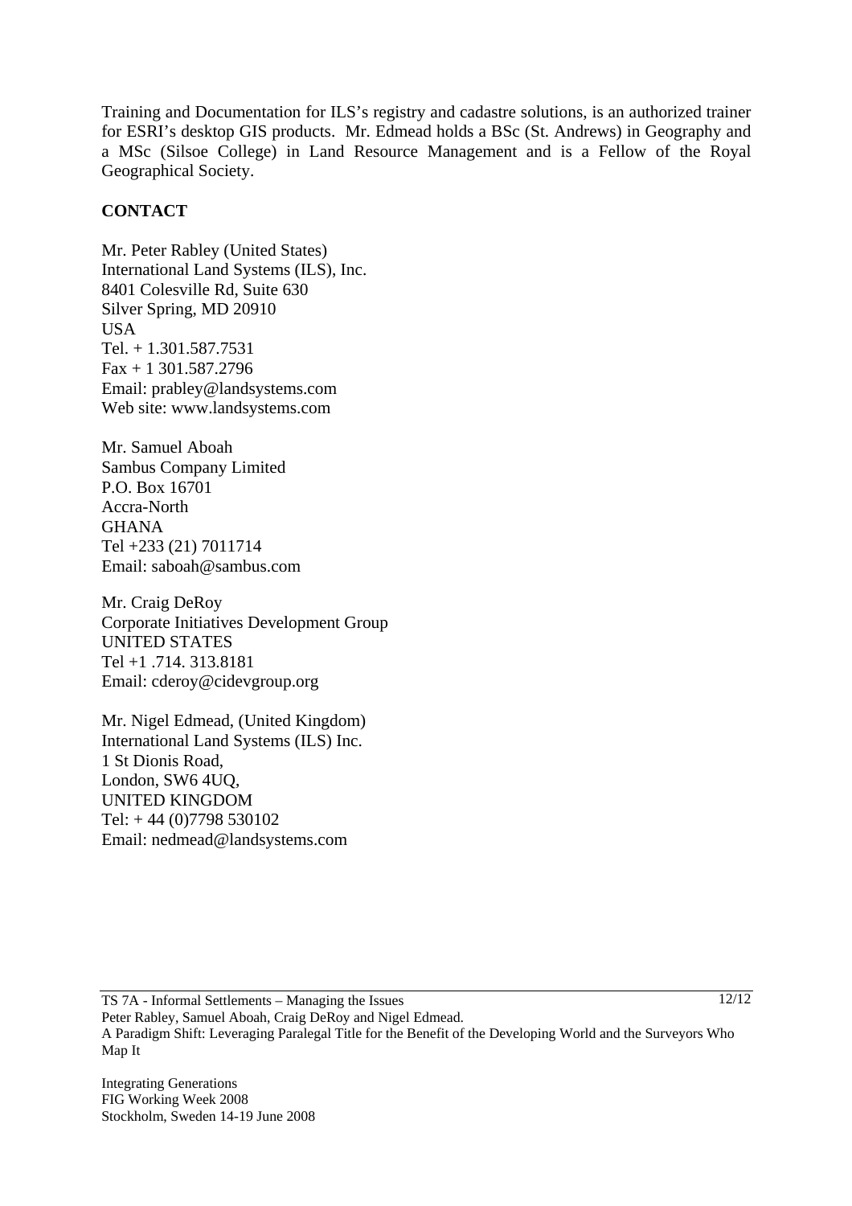Training and Documentation for ILS's registry and cadastre solutions, is an authorized trainer for ESRI's desktop GIS products. Mr. Edmead holds a BSc (St. Andrews) in Geography and a MSc (Silsoe College) in Land Resource Management and is a Fellow of the Royal Geographical Society.

## CONTACT

Mr. Peter Rabley (United States)
International Land Systems (ILS), Inc.
8401 Colesville Rd, Suite 630
Silver Spring, MD 20910
USA
Tel. + 1.301.587.7531
Fax + 1 301.587.2796
Email: prabley@landsystems.com
Web site: www.landsystems.com

Mr. Samuel Aboah
Sambus Company Limited
P.O. Box 16701
Accra-North
GHANA
Tel +233 (21) 7011714
Email: saboah@sambus.com

Mr. Craig DeRoy
Corporate Initiatives Development Group
UNITED STATES
Tel +1 .714. 313.8181
Email: cderoy@cidevgroup.org

Mr. Nigel Edmead, (United Kingdom)
International Land Systems (ILS) Inc.
1 St Dionis Road,
London, SW6 4UQ,
UNITED KINGDOM
Tel: + 44 (0)7798 530102
Email: nedmead@landsystems.com